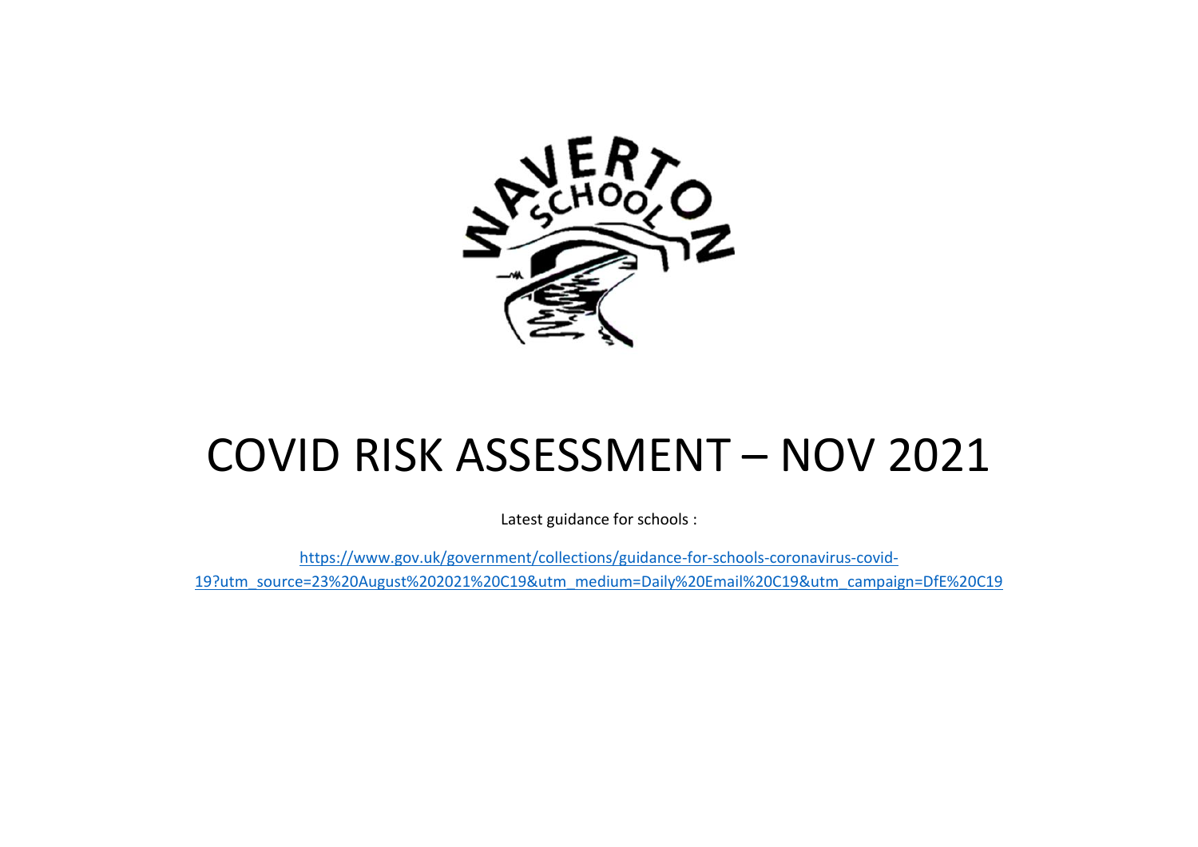# COVID RISK ASSESSMENT – NOV 2021

Latest guidance for schools :

[https://www.gov.uk/government/collections/guidance-for-schools-coronavirus-covid-19?utm_source=23%20August%202021%20C19&utm_medium=Daily%20Email%20C19&utm_campaign=DfE%20C19](https://www.gov.uk/government/collections/guidance-for-schools-coronavirus-covid-19?utm_source=23%20August%202021%20C19&utm_medium=Daily%20Email%20C19&utm_campaign=DfE%20C19)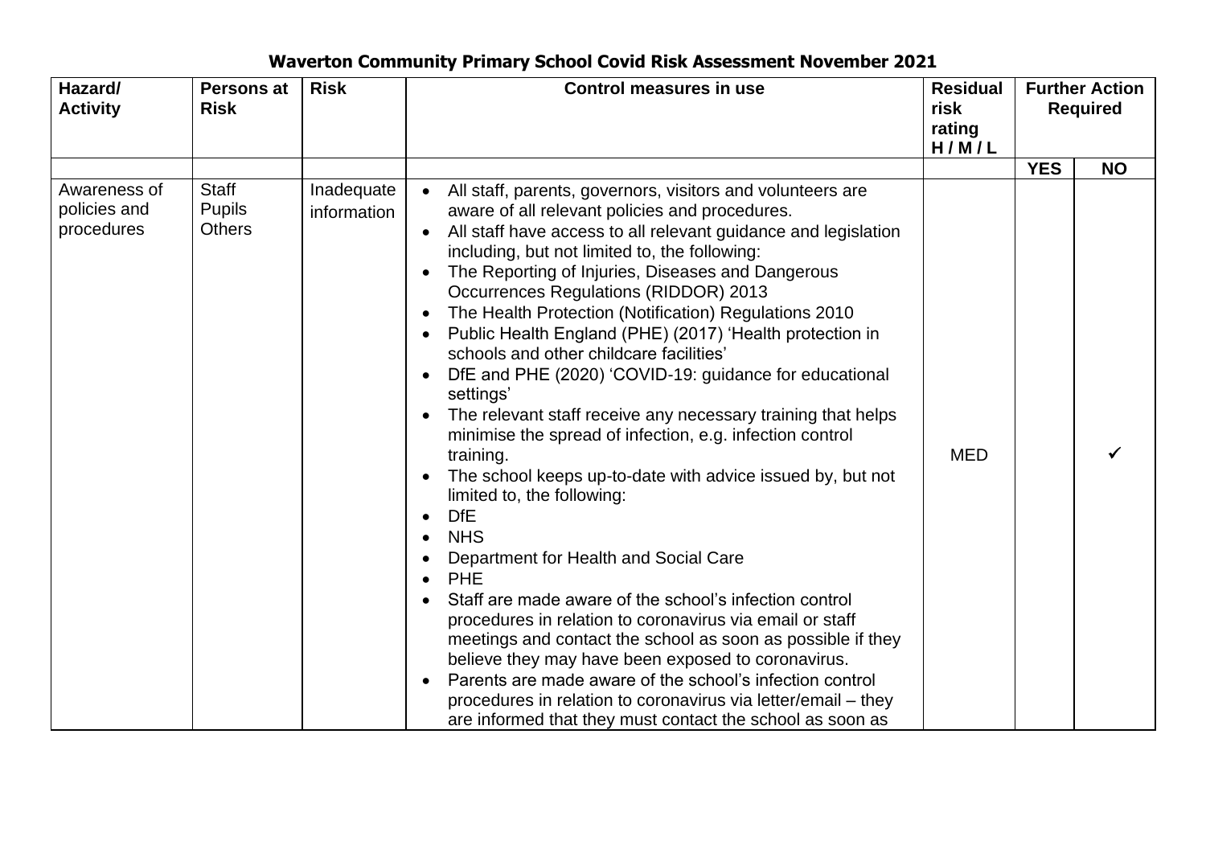# Waverton Community Primary School Covid Risk Assessment November 2021

| Hazard/ Activity | Persons at Risk | Risk | Control measures in use | Residual risk rating H / M / L | Further Action Required | |
|---|---|---|---|---|---|---|
| | | | | | YES | NO |
| Awareness of policies and procedures | Staff<br>Pupils<br>Others | Inadequate information | • All staff, parents, governors, visitors and volunteers are aware of all relevant policies and procedures.<br>• All staff have access to all relevant guidance and legislation including, but not limited to, the following:<br>• The Reporting of Injuries, Diseases and Dangerous Occurrences Regulations (RIDDOR) 2013<br>• The Health Protection (Notification) Regulations 2010<br>• Public Health England (PHE) (2017) 'Health protection in schools and other childcare facilities'<br>• DfE and PHE (2020) 'COVID-19: guidance for educational settings'<br>• The relevant staff receive any necessary training that helps minimise the spread of infection, e.g. infection control training.<br>• The school keeps up-to-date with advice issued by, but not limited to, the following:<br>• DfE<br>• NHS<br>• Department for Health and Social Care<br>• PHE<br>• Staff are made aware of the school's infection control procedures in relation to coronavirus via email or staff meetings and contact the school as soon as possible if they believe they may have been exposed to coronavirus.<br>• Parents are made aware of the school's infection control procedures in relation to coronavirus via letter/email – they are informed that they must contact the school as soon as | MED | | ✓ |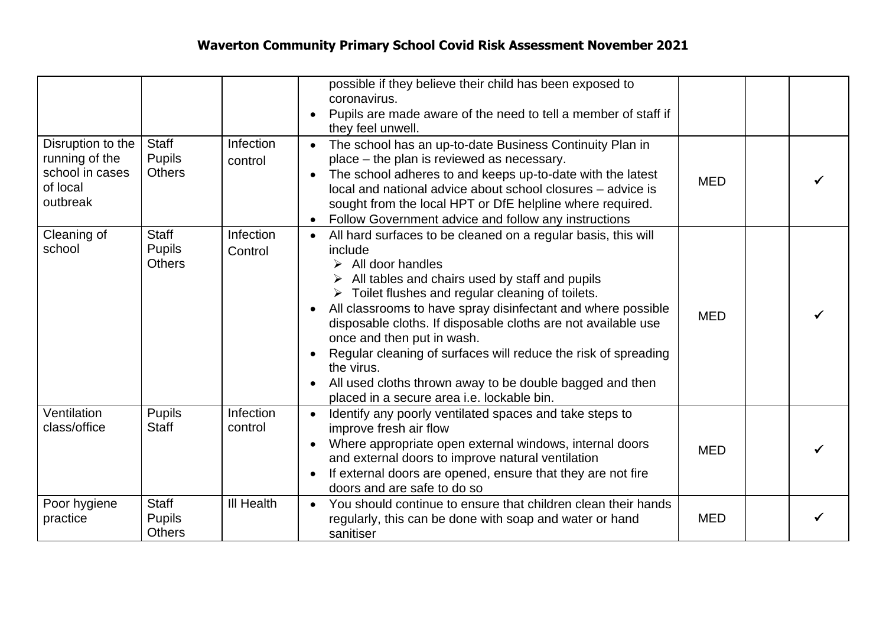# Waverton Community Primary School Covid Risk Assessment November 2021

| | | | | | | |
|---|---|---|---|---|---|---|
| | | | possible if they believe their child has been exposed to coronavirus.<br>• Pupils are made aware of the need to tell a member of staff if they feel unwell. | | | |
| Disruption to the running of the school in cases of local outbreak | Staff<br>Pupils<br>Others | Infection control | • The school has an up-to-date Business Continuity Plan in place – the plan is reviewed as necessary.<br>• The school adheres to and keeps up-to-date with the latest local and national advice about school closures – advice is sought from the local HPT or DfE helpline where required.<br>• Follow Government advice and follow any instructions | MED | | ✓ |
| Cleaning of school | Staff<br>Pupils<br>Others | Infection Control | • All hard surfaces to be cleaned on a regular basis, this will include<br>➢ All door handles<br>➢ All tables and chairs used by staff and pupils<br>➢ Toilet flushes and regular cleaning of toilets.<br>• All classrooms to have spray disinfectant and where possible disposable cloths. If disposable cloths are not available use once and then put in wash.<br>• Regular cleaning of surfaces will reduce the risk of spreading the virus.<br>• All used cloths thrown away to be double bagged and then placed in a secure area i.e. lockable bin. | MED | | ✓ |
| Ventilation class/office | Pupils<br>Staff | Infection control | • Identify any poorly ventilated spaces and take steps to improve fresh air flow<br>• Where appropriate open external windows, internal doors and external doors to improve natural ventilation<br>• If external doors are opened, ensure that they are not fire doors and are safe to do so | MED | | ✓ |
| Poor hygiene practice | Staff<br>Pupils<br>Others | Ill Health | • You should continue to ensure that children clean their hands regularly, this can be done with soap and water or hand sanitiser | MED | | ✓ |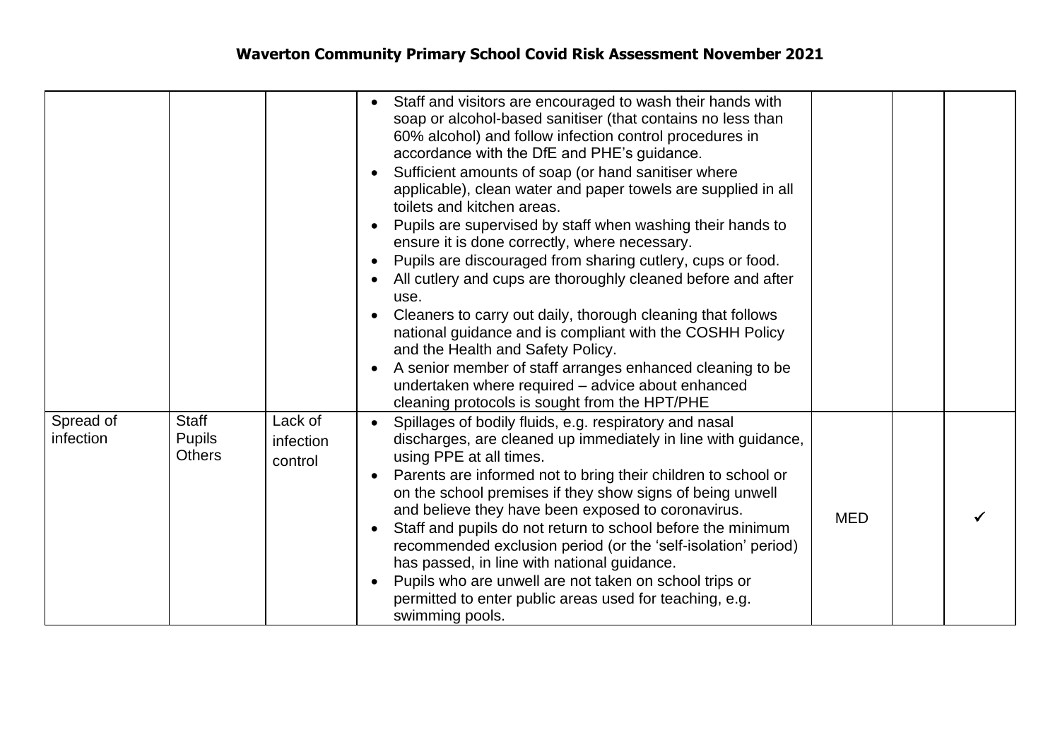# Waverton Community Primary School Covid Risk Assessment November 2021

| | | | | | | |
|---|---|---|---|---|---|---|
| | | | • Staff and visitors are encouraged to wash their hands with soap or alcohol-based sanitiser (that contains no less than 60% alcohol) and follow infection control procedures in accordance with the DfE and PHE's guidance.<br>• Sufficient amounts of soap (or hand sanitiser where applicable), clean water and paper towels are supplied in all toilets and kitchen areas.<br>• Pupils are supervised by staff when washing their hands to ensure it is done correctly, where necessary.<br>• Pupils are discouraged from sharing cutlery, cups or food.<br>• All cutlery and cups are thoroughly cleaned before and after use.<br>• Cleaners to carry out daily, thorough cleaning that follows national guidance and is compliant with the COSHH Policy and the Health and Safety Policy.<br>• A senior member of staff arranges enhanced cleaning to be undertaken where required – advice about enhanced cleaning protocols is sought from the HPT/PHE | | | |
| Spread of infection | Staff<br>Pupils<br>Others | Lack of infection control | • Spillages of bodily fluids, e.g. respiratory and nasal discharges, are cleaned up immediately in line with guidance, using PPE at all times.<br>• Parents are informed not to bring their children to school or on the school premises if they show signs of being unwell and believe they have been exposed to coronavirus.<br>• Staff and pupils do not return to school before the minimum recommended exclusion period (or the 'self-isolation' period) has passed, in line with national guidance.<br>• Pupils who are unwell are not taken on school trips or permitted to enter public areas used for teaching, e.g. swimming pools. | MED | | ✓ |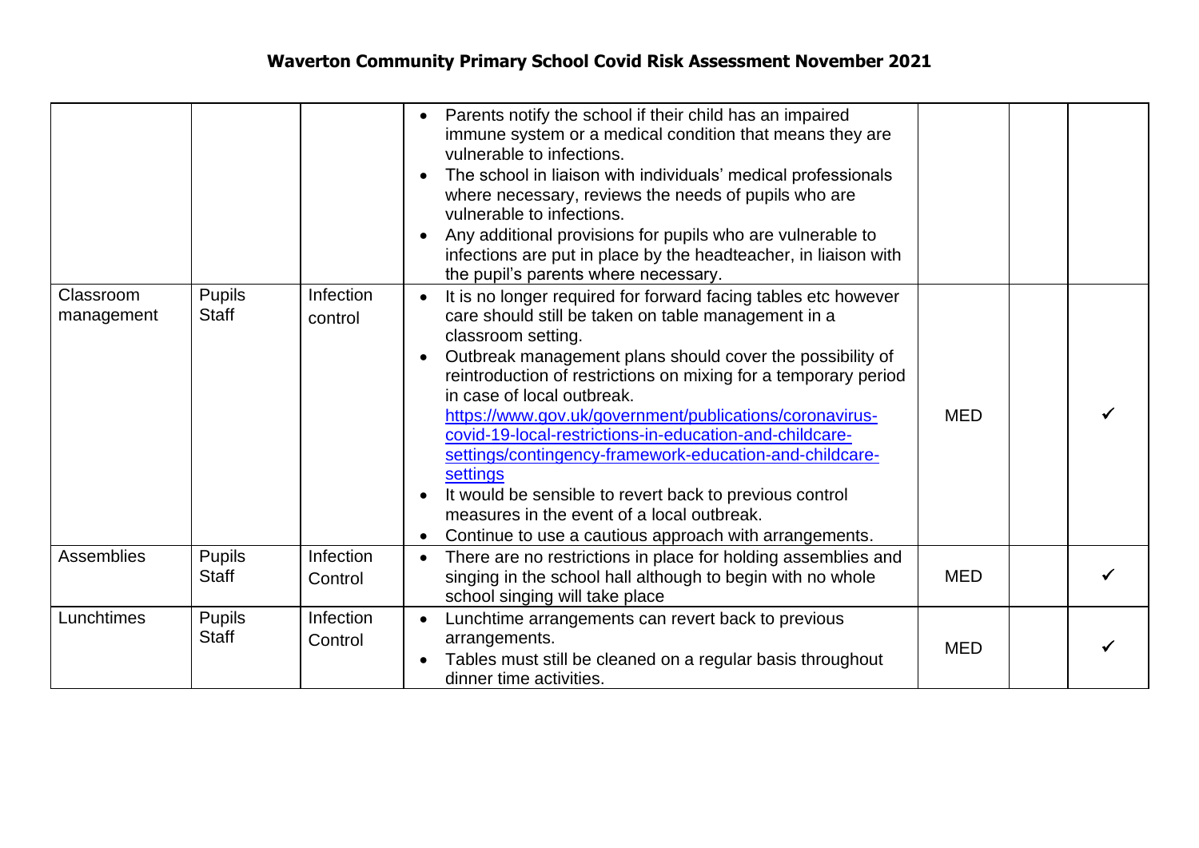# Waverton Community Primary School Covid Risk Assessment November 2021

| | | | | | | |
|---|---|---|---|---|---|---|
| | | | • Parents notify the school if their child has an impaired immune system or a medical condition that means they are vulnerable to infections.<br>• The school in liaison with individuals' medical professionals where necessary, reviews the needs of pupils who are vulnerable to infections.<br>• Any additional provisions for pupils who are vulnerable to infections are put in place by the headteacher, in liaison with the pupil's parents where necessary. | | | |
| Classroom management | Pupils<br>Staff | Infection control | • It is no longer required for forward facing tables etc however care should still be taken on table management in a classroom setting.<br>• Outbreak management plans should cover the possibility of reintroduction of restrictions on mixing for a temporary period in case of local outbreak. [https://www.gov.uk/government/publications/coronavirus-covid-19-local-restrictions-in-education-and-childcare-settings/contingency-framework-education-and-childcare-settings](https://www.gov.uk/government/publications/coronavirus-covid-19-local-restrictions-in-education-and-childcare-settings/contingency-framework-education-and-childcare-settings)<br>• It would be sensible to revert back to previous control measures in the event of a local outbreak.<br>• Continue to use a cautious approach with arrangements. | MED | | ✓ |
| Assemblies | Pupils<br>Staff | Infection Control | • There are no restrictions in place for holding assemblies and singing in the school hall although to begin with no whole school singing will take place | MED | | ✓ |
| Lunchtimes | Pupils<br>Staff | Infection Control | • Lunchtime arrangements can revert back to previous arrangements.<br>• Tables must still be cleaned on a regular basis throughout dinner time activities. | MED | | ✓ |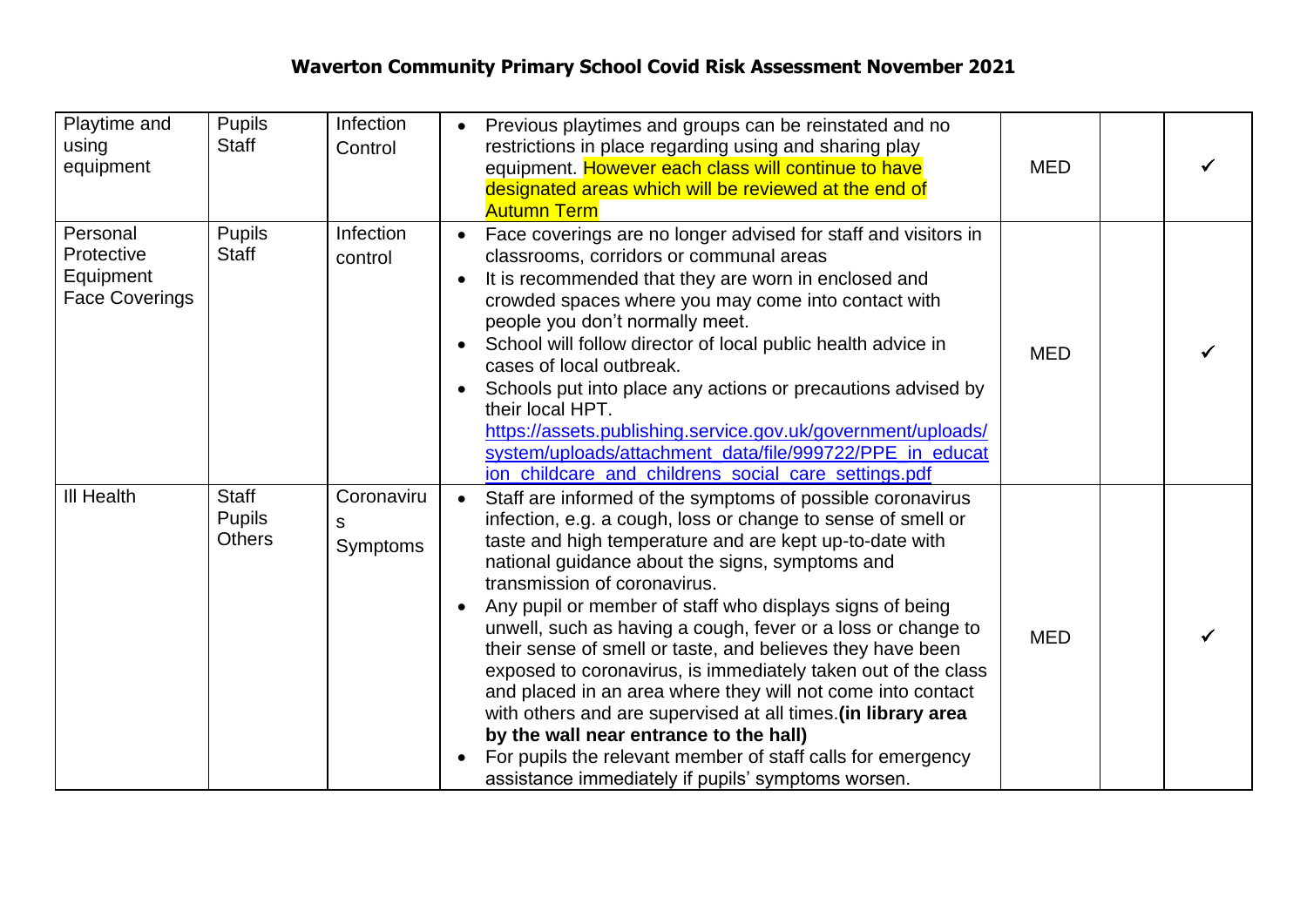**Waverton Community Primary School Covid Risk Assessment November 2021**

| | | | | | | |
|---|---|---|---|---|---|---|
| Playtime and using equipment | Pupils<br>Staff | Infection Control | • Previous playtimes and groups can be reinstated and no restrictions in place regarding using and sharing play equipment. However each class will continue to have designated areas which will be reviewed at the end of Autumn Term | MED | | ✓ |
| Personal Protective Equipment<br>Face Coverings | Pupils<br>Staff | Infection control | • Face coverings are no longer advised for staff and visitors in classrooms, corridors or communal areas<br>• It is recommended that they are worn in enclosed and crowded spaces where you may come into contact with people you don't normally meet.<br>• School will follow director of local public health advice in cases of local outbreak.<br>• Schools put into place any actions or precautions advised by their local HPT.<br>https://assets.publishing.service.gov.uk/government/uploads/system/uploads/attachment_data/file/999722/PPE_in_education_childcare_and_childrens_social_care_settings.pdf | MED | | ✓ |
| Ill Health | Staff<br>Pupils<br>Others | Coronavirus Symptoms | • Staff are informed of the symptoms of possible coronavirus infection, e.g. a cough, loss or change to sense of smell or taste and high temperature and are kept up-to-date with national guidance about the signs, symptoms and transmission of coronavirus.<br>• Any pupil or member of staff who displays signs of being unwell, such as having a cough, fever or a loss or change to their sense of smell or taste, and believes they have been exposed to coronavirus, is immediately taken out of the class and placed in an area where they will not come into contact with others and are supervised at all times.**(in library area by the wall near entrance to the hall)**<br>• For pupils the relevant member of staff calls for emergency assistance immediately if pupils' symptoms worsen. | MED | | ✓ |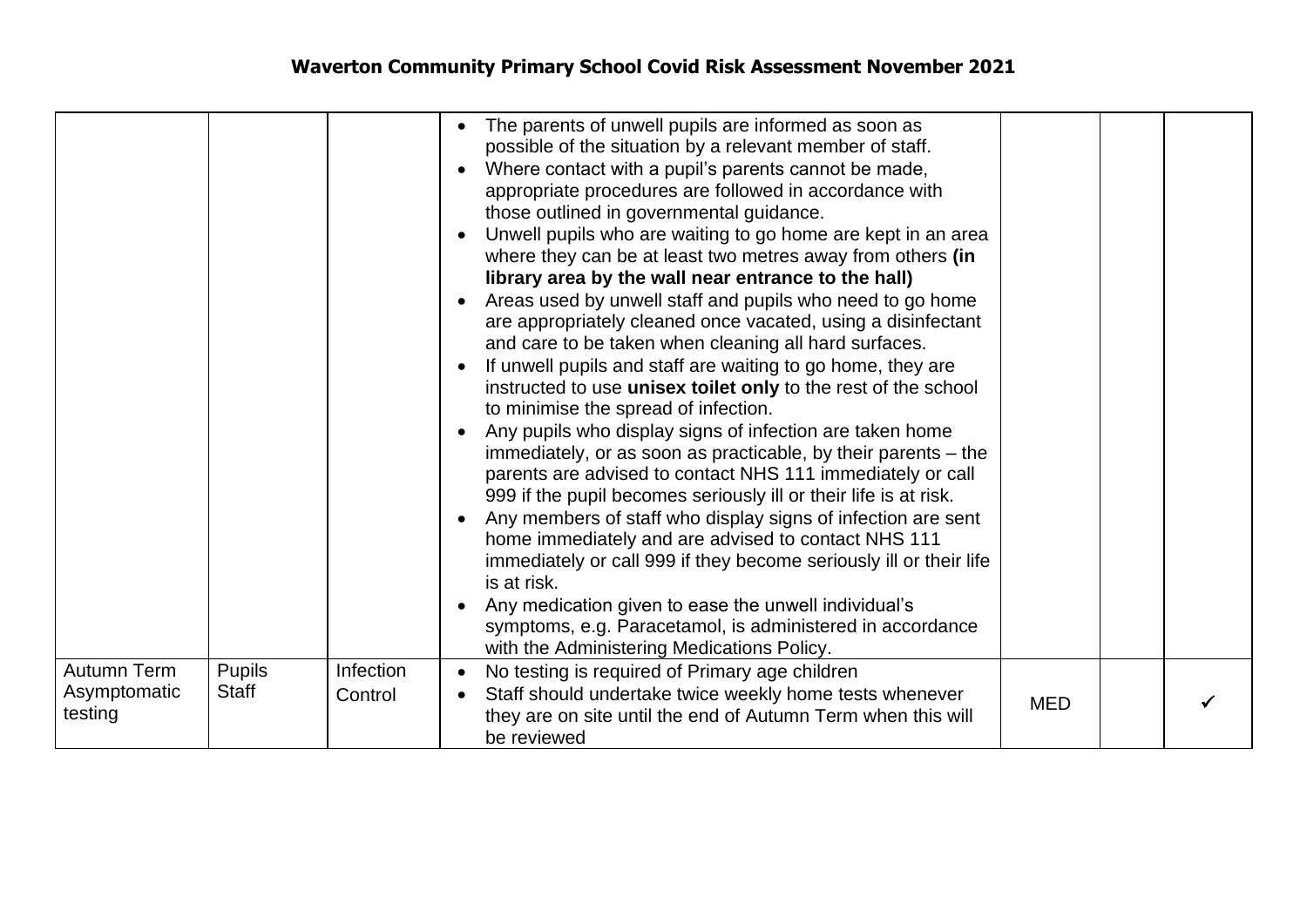# Waverton Community Primary School Covid Risk Assessment November 2021

| | | | | | | |
|---|---|---|---|---|---|---|
| | | | • The parents of unwell pupils are informed as soon as possible of the situation by a relevant member of staff.<br>• Where contact with a pupil's parents cannot be made, appropriate procedures are followed in accordance with those outlined in governmental guidance.<br>• Unwell pupils who are waiting to go home are kept in an area where they can be at least two metres away from others **(in library area by the wall near entrance to the hall)**<br>• Areas used by unwell staff and pupils who need to go home are appropriately cleaned once vacated, using a disinfectant and care to be taken when cleaning all hard surfaces.<br>• If unwell pupils and staff are waiting to go home, they are instructed to use **unisex toilet only** to the rest of the school to minimise the spread of infection.<br>• Any pupils who display signs of infection are taken home immediately, or as soon as practicable, by their parents – the parents are advised to contact NHS 111 immediately or call 999 if the pupil becomes seriously ill or their life is at risk.<br>• Any members of staff who display signs of infection are sent home immediately and are advised to contact NHS 111 immediately or call 999 if they become seriously ill or their life is at risk.<br>• Any medication given to ease the unwell individual's symptoms, e.g. Paracetamol, is administered in accordance with the Administering Medications Policy. | | | |
| Autumn Term Asymptomatic testing | Pupils Staff | Infection Control | • No testing is required of Primary age children<br>• Staff should undertake twice weekly home tests whenever they are on site until the end of Autumn Term when this will be reviewed | MED | | ✓ |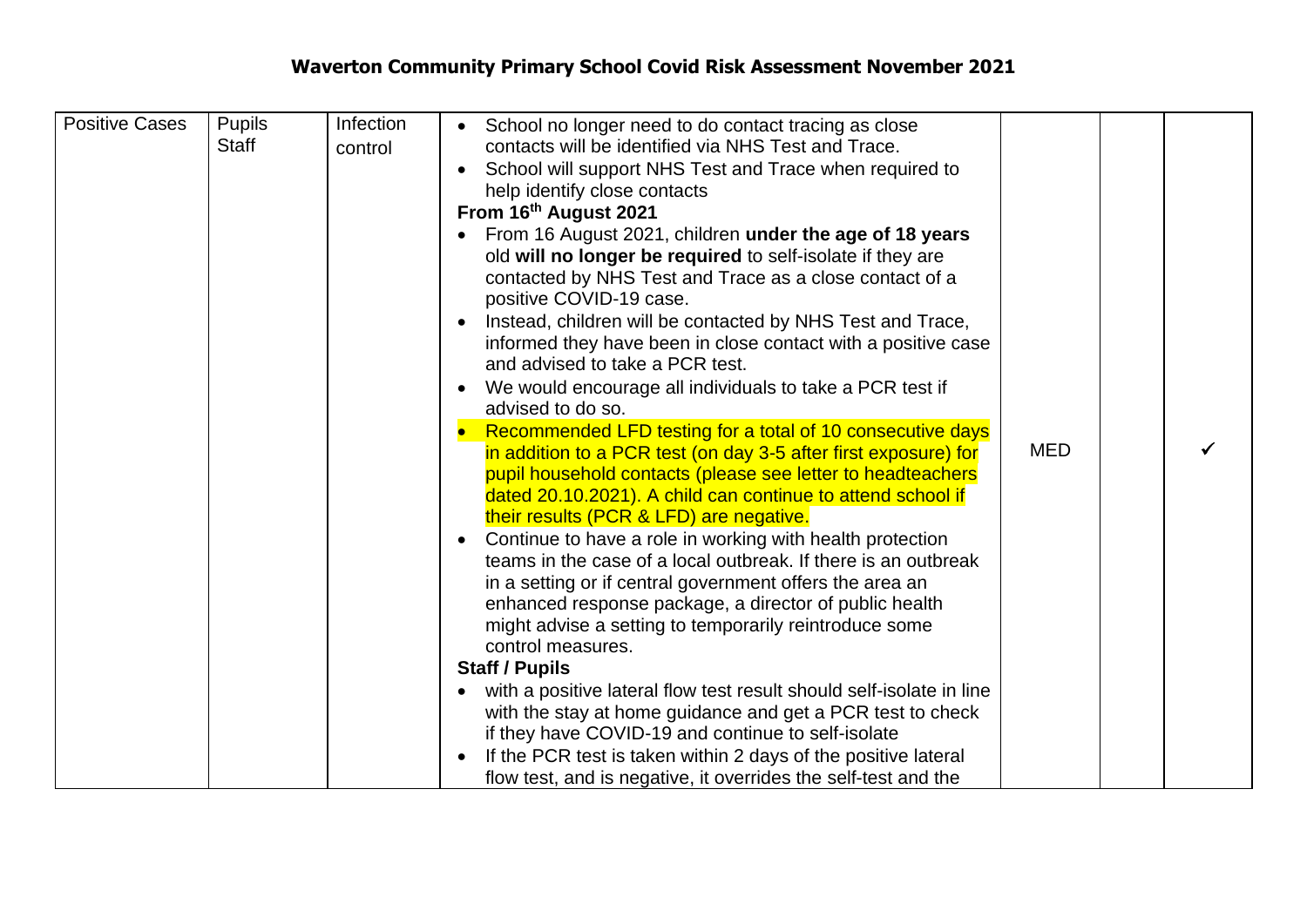## Waverton Community Primary School Covid Risk Assessment November 2021

| | | | | | | |
|---|---|---|---|---|---|---|
| Positive Cases | Pupils<br>Staff | Infection control | • School no longer need to do contact tracing as close contacts will be identified via NHS Test and Trace.<br>• School will support NHS Test and Trace when required to help identify close contacts<br>**From 16th August 2021**<br>• From 16 August 2021, children **under the age of 18 years** old **will no longer be required** to self-isolate if they are contacted by NHS Test and Trace as a close contact of a positive COVID-19 case.<br>• Instead, children will be contacted by NHS Test and Trace, informed they have been in close contact with a positive case and advised to take a PCR test.<br>• We would encourage all individuals to take a PCR test if advised to do so.<br>• Recommended LFD testing for a total of 10 consecutive days in addition to a PCR test (on day 3-5 after first exposure) for pupil household contacts (please see letter to headteachers dated 20.10.2021). A child can continue to attend school if their results (PCR & LFD) are negative.<br>• Continue to have a role in working with health protection teams in the case of a local outbreak. If there is an outbreak in a setting or if central government offers the area an enhanced response package, a director of public health might advise a setting to temporarily reintroduce some control measures.<br>**Staff / Pupils**<br>• with a positive lateral flow test result should self-isolate in line with the stay at home guidance and get a PCR test to check if they have COVID-19 and continue to self-isolate<br>• If the PCR test is taken within 2 days of the positive lateral flow test, and is negative, it overrides the self-test and the | MED | | ✓ |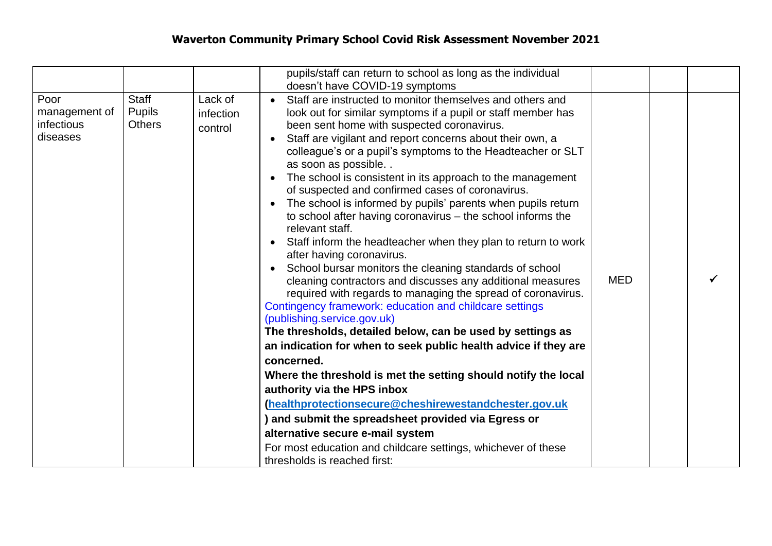# Waverton Community Primary School Covid Risk Assessment November 2021

| | | | | | | |
|---|---|---|---|---|---|---|
| | | | pupils/staff can return to school as long as the individual doesn't have COVID-19 symptoms | | | |
| Poor management of infectious diseases | Staff<br>Pupils<br>Others | Lack of infection control | • Staff are instructed to monitor themselves and others and look out for similar symptoms if a pupil or staff member has been sent home with suspected coronavirus.<br>• Staff are vigilant and report concerns about their own, a colleague's or a pupil's symptoms to the Headteacher or SLT as soon as possible. .<br>• The school is consistent in its approach to the management of suspected and confirmed cases of coronavirus.<br>• The school is informed by pupils' parents when pupils return to school after having coronavirus – the school informs the relevant staff.<br>• Staff inform the headteacher when they plan to return to work after having coronavirus.<br>• School bursar monitors the cleaning standards of school cleaning contractors and discusses any additional measures required with regards to managing the spread of coronavirus.<br>Contingency framework: education and childcare settings (publishing.service.gov.uk)<br>**The thresholds, detailed below, can be used by settings as an indication for when to seek public health advice if they are concerned.**<br>**Where the threshold is met the setting should notify the local authority via the HPS inbox (healthprotectionsecure@cheshirewestandchester.gov.uk ) and submit the spreadsheet provided via Egress or alternative secure e-mail system**<br>For most education and childcare settings, whichever of these thresholds is reached first: | MED | | ✓ |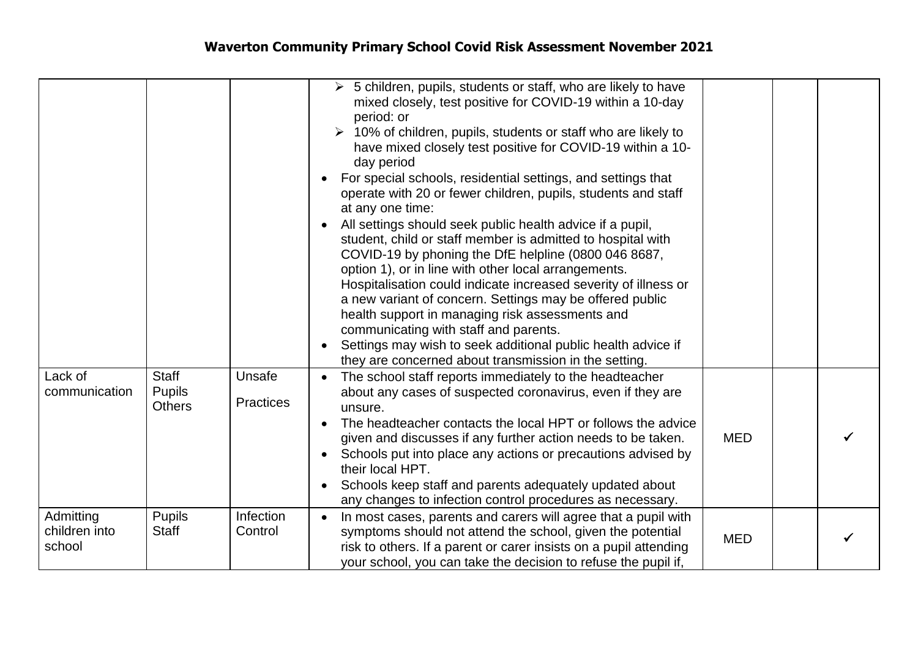# Waverton Community Primary School Covid Risk Assessment November 2021

| | | | | | | |
|---|---|---|---|---|---|---|
| | | | ➢ 5 children, pupils, students or staff, who are likely to have mixed closely, test positive for COVID-19 within a 10-day period: or<br>➢ 10% of children, pupils, students or staff who are likely to have mixed closely test positive for COVID-19 within a 10-day period<br>• For special schools, residential settings, and settings that operate with 20 or fewer children, pupils, students and staff at any one time:<br>• All settings should seek public health advice if a pupil, student, child or staff member is admitted to hospital with COVID-19 by phoning the DfE helpline (0800 046 8687, option 1), or in line with other local arrangements. Hospitalisation could indicate increased severity of illness or a new variant of concern. Settings may be offered public health support in managing risk assessments and communicating with staff and parents.<br>• Settings may wish to seek additional public health advice if they are concerned about transmission in the setting. | | | |
| Lack of communication | Staff<br>Pupils<br>Others | Unsafe<br>Practices | • The school staff reports immediately to the headteacher about any cases of suspected coronavirus, even if they are unsure.<br>• The headteacher contacts the local HPT or follows the advice given and discusses if any further action needs to be taken.<br>• Schools put into place any actions or precautions advised by their local HPT.<br>• Schools keep staff and parents adequately updated about any changes to infection control procedures as necessary. | MED | | ✓ |
| Admitting children into school | Pupils<br>Staff | Infection Control | • In most cases, parents and carers will agree that a pupil with symptoms should not attend the school, given the potential risk to others. If a parent or carer insists on a pupil attending your school, you can take the decision to refuse the pupil if, | MED | | ✓ |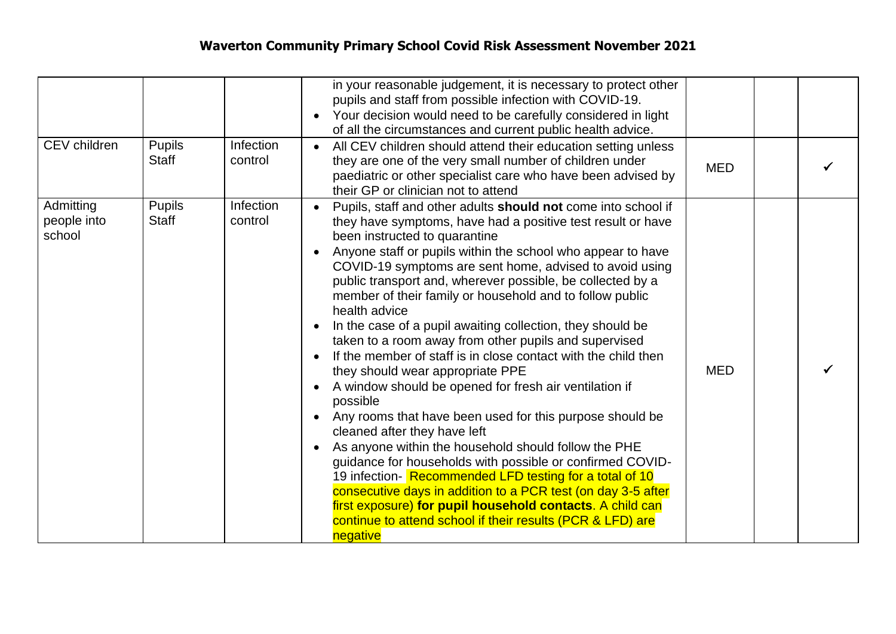# Waverton Community Primary School Covid Risk Assessment November 2021

| | | | | | | |
|---|---|---|---|---|---|---|
| | | | in your reasonable judgement, it is necessary to protect other pupils and staff from possible infection with COVID-19.<br>• Your decision would need to be carefully considered in light of all the circumstances and current public health advice. | | | |
| CEV children | Pupils<br>Staff | Infection control | • All CEV children should attend their education setting unless they are one of the very small number of children under paediatric or other specialist care who have been advised by their GP or clinician not to attend | MED | | ✓ |
| Admitting people into school | Pupils<br>Staff | Infection control | • Pupils, staff and other adults **should not** come into school if they have symptoms, have had a positive test result or have been instructed to quarantine<br>• Anyone staff or pupils within the school who appear to have COVID-19 symptoms are sent home, advised to avoid using public transport and, wherever possible, be collected by a member of their family or household and to follow public health advice<br>• In the case of a pupil awaiting collection, they should be taken to a room away from other pupils and supervised<br>• If the member of staff is in close contact with the child then they should wear appropriate PPE<br>• A window should be opened for fresh air ventilation if possible<br>• Any rooms that have been used for this purpose should be cleaned after they have left<br>• As anyone within the household should follow the PHE guidance for households with possible or confirmed COVID-19 infection- Recommended LFD testing for a total of 10 consecutive days in addition to a PCR test (on day 3-5 after first exposure) **for pupil household contacts**. A child can continue to attend school if their results (PCR & LFD) are negative | MED | | ✓ |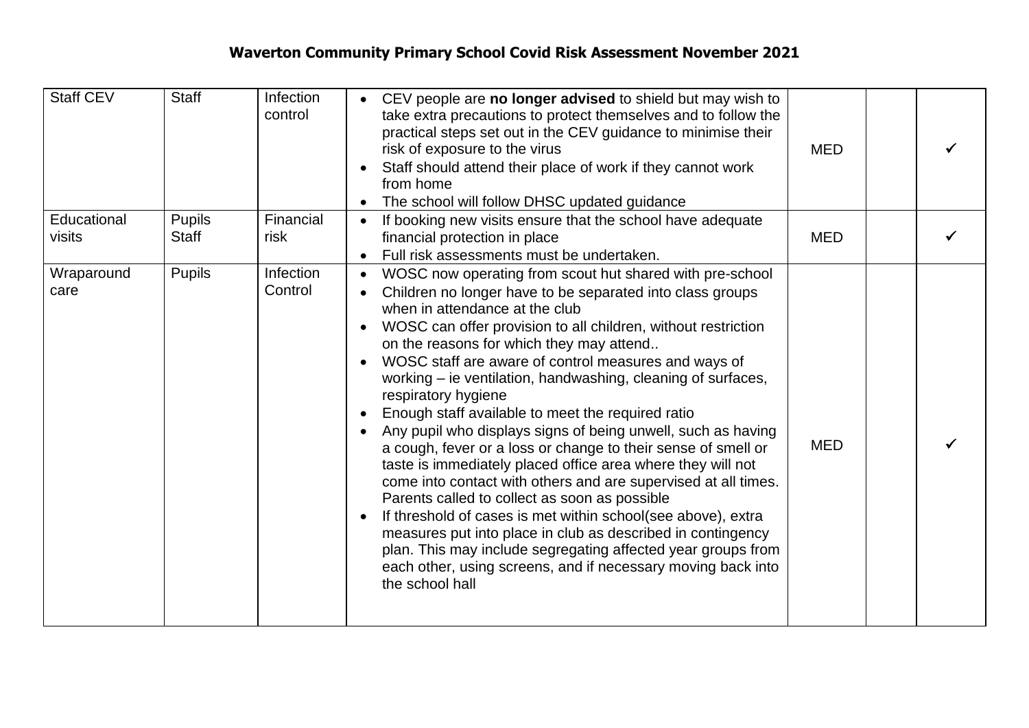**Waverton Community Primary School Covid Risk Assessment November 2021**

| | | | | | | |
|---|---|---|---|---|---|---|
| Staff CEV | Staff | Infection control | • CEV people are **no longer advised** to shield but may wish to take extra precautions to protect themselves and to follow the practical steps set out in the CEV guidance to minimise their risk of exposure to the virus<br>• Staff should attend their place of work if they cannot work from home<br>• The school will follow DHSC updated guidance | MED | | ✓ |
| Educational visits | Pupils<br>Staff | Financial risk | • If booking new visits ensure that the school have adequate financial protection in place<br>• Full risk assessments must be undertaken. | MED | | ✓ |
| Wraparound care | Pupils | Infection Control | • WOSC now operating from scout hut shared with pre-school<br>• Children no longer have to be separated into class groups when in attendance at the club<br>• WOSC can offer provision to all children, without restriction on the reasons for which they may attend..<br>• WOSC staff are aware of control measures and ways of working – ie ventilation, handwashing, cleaning of surfaces, respiratory hygiene<br>• Enough staff available to meet the required ratio<br>• Any pupil who displays signs of being unwell, such as having a cough, fever or a loss or change to their sense of smell or taste is immediately placed office area where they will not come into contact with others and are supervised at all times. Parents called to collect as soon as possible<br>• If threshold of cases is met within school(see above), extra measures put into place in club as described in contingency plan. This may include segregating affected year groups from each other, using screens, and if necessary moving back into the school hall | MED | | ✓ |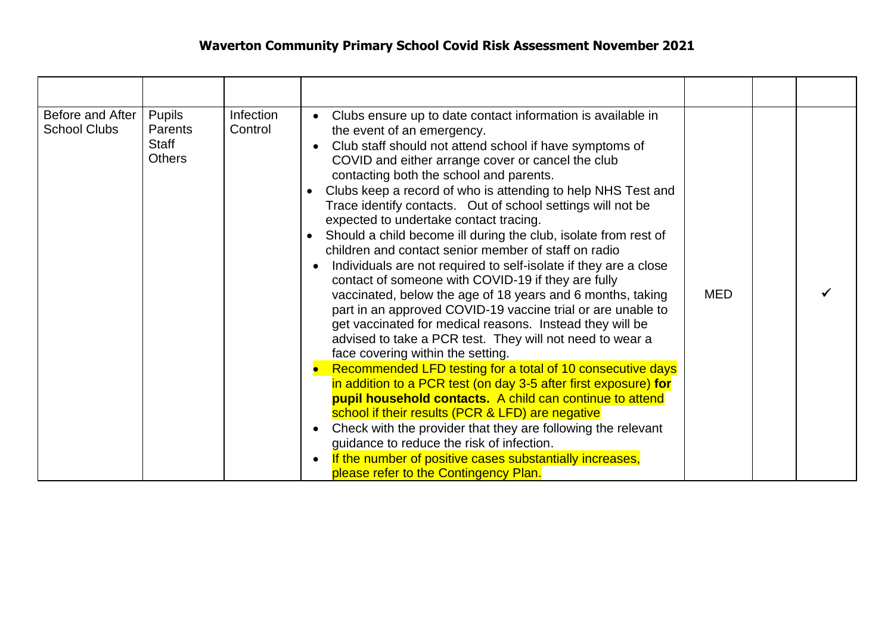## Waverton Community Primary School Covid Risk Assessment November 2021

| | | | | | | |
|---|---|---|---|---|---|---|
| Before and After School Clubs | Pupils<br>Parents<br>Staff<br>Others | Infection Control | • Clubs ensure up to date contact information is available in the event of an emergency.<br>• Club staff should not attend school if have symptoms of COVID and either arrange cover or cancel the club contacting both the school and parents.<br>• Clubs keep a record of who is attending to help NHS Test and Trace identify contacts. Out of school settings will not be expected to undertake contact tracing.<br>• Should a child become ill during the club, isolate from rest of children and contact senior member of staff on radio<br>• Individuals are not required to self-isolate if they are a close contact of someone with COVID-19 if they are fully vaccinated, below the age of 18 years and 6 months, taking part in an approved COVID-19 vaccine trial or are unable to get vaccinated for medical reasons. Instead they will be advised to take a PCR test. They will not need to wear a face covering within the setting.<br>• Recommended LFD testing for a total of 10 consecutive days in addition to a PCR test (on day 3-5 after first exposure) **for pupil household contacts.** A child can continue to attend school if their results (PCR & LFD) are negative<br>• Check with the provider that they are following the relevant guidance to reduce the risk of infection.<br>• If the number of positive cases substantially increases, please refer to the Contingency Plan. | MED | | ✓ |